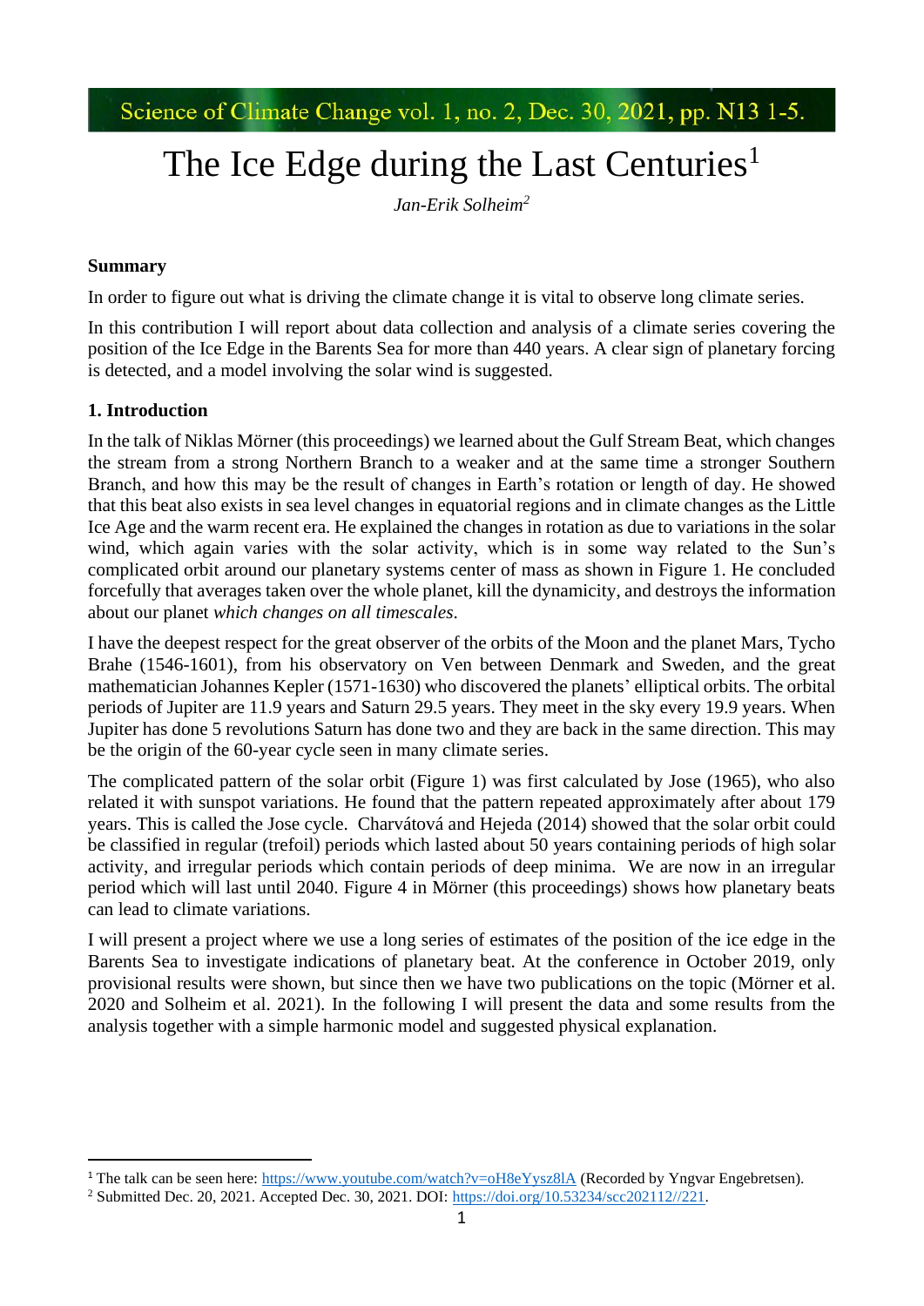# The Ice Edge during the Last Centuries[1]

*Jan-Erik Solheim[2]*

**Summary**

In order to figure out what is driving the climate change it is vital to observe long climate series.

In this contribution I will report about data collection and analysis of a climate series covering the position of the Ice Edge in the Barents Sea for more than 440 years. A clear sign of planetary forcing is detected, and a model involving the solar wind is suggested.

## 1. Introduction

In the talk of Niklas Mörner (this proceedings) we learned about the Gulf Stream Beat, which changes the stream from a strong Northern Branch to a weaker and at the same time a stronger Southern Branch, and how this may be the result of changes in Earth's rotation or length of day. He showed that this beat also exists in sea level changes in equatorial regions and in climate changes as the Little Ice Age and the warm recent era. He explained the changes in rotation as due to variations in the solar wind, which again varies with the solar activity, which is in some way related to the Sun's complicated orbit around our planetary systems center of mass as shown in Figure 1. He concluded forcefully that averages taken over the whole planet, kill the dynamicity, and destroys the information about our planet *which changes on all timescales.*

I have the deepest respect for the great observer of the orbits of the Moon and the planet Mars, Tycho Brahe (1546-1601), from his observatory on Ven between Denmark and Sweden, and the great mathematician Johannes Kepler (1571-1630) who discovered the planets' elliptical orbits. The orbital periods of Jupiter are 11.9 years and Saturn 29.5 years. They meet in the sky every 19.9 years. When Jupiter has done 5 revolutions Saturn has done two and they are back in the same direction. This may be the origin of the 60-year cycle seen in many climate series.

The complicated pattern of the solar orbit (Figure 1) was first calculated by Jose (1965), who also related it with sunspot variations. He found that the pattern repeated approximately after about 179 years. This is called the Jose cycle. Charvátová and Hejeda (2014) showed that the solar orbit could be classified in regular (trefoil) periods which lasted about 50 years containing periods of high solar activity, and irregular periods which contain periods of deep minima. We are now in an irregular period which will last until 2040. Figure 4 in Mörner (this proceedings) shows how planetary beats can lead to climate variations.

I will present a project where we use a long series of estimates of the position of the ice edge in the Barents Sea to investigate indications of planetary beat. At the conference in October 2019, only provisional results were shown, but since then we have two publications on the topic (Mörner et al. 2020 and Solheim et al. 2021). In the following I will present the data and some results from the analysis together with a simple harmonic model and suggested physical explanation.

---

[1] The talk can be seen here: https://www.youtube.com/watch?v=oH8eYysz8lA (Recorded by Yngvar Engebretsen).

[2] Submitted Dec. 20, 2021. Accepted Dec. 30, 2021. DOI: https://doi.org/10.53234/scc202112//221.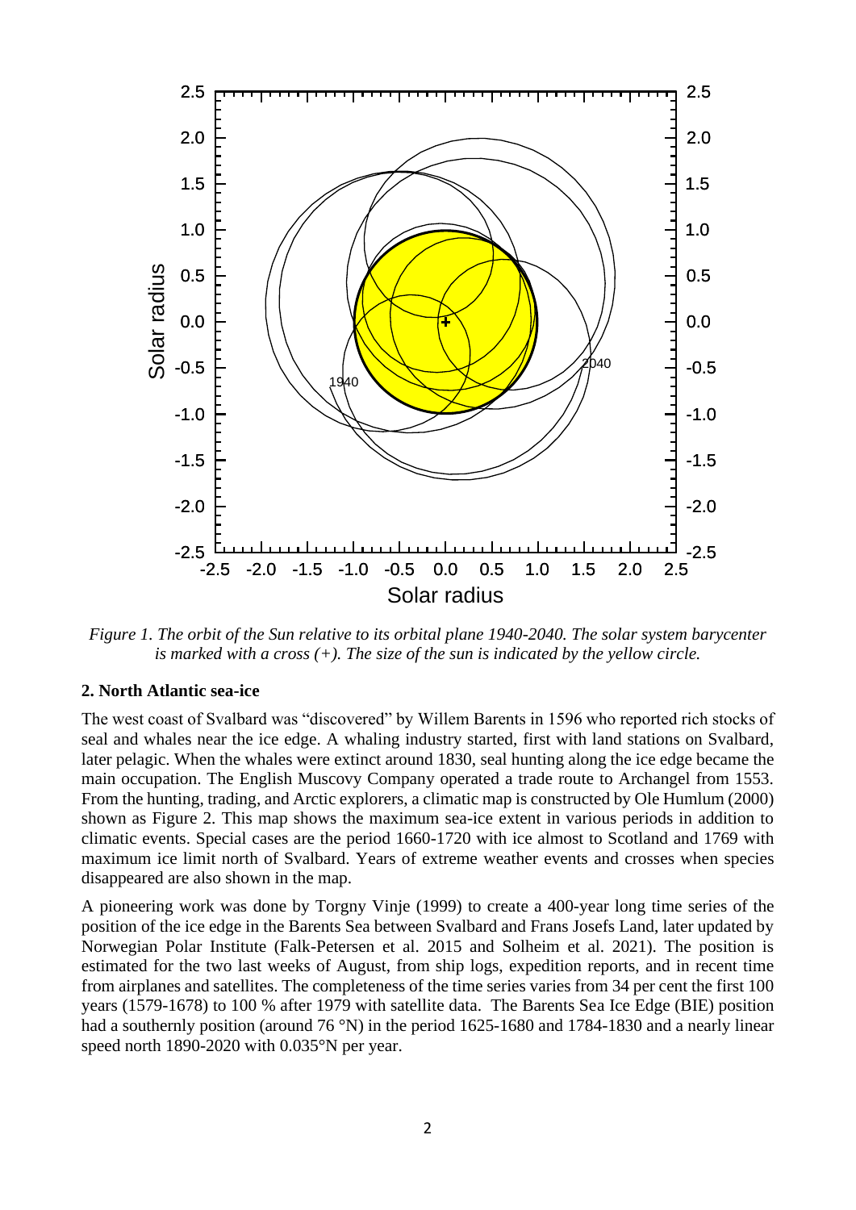2.5
2.0
1.5
1.0
0.5
0.0
-0.5
-1.0
-1.5
-2.0
-2.5

-2.5 -2.0 -1.5 -1.0 -0.5 0.0 0.5 1.0 1.5 2.0 2.5

Solar radius

Solar radius

1940

2040

*Figure 1. The orbit of the Sun relative to its orbital plane 1940-2040. The solar system barycenter is marked with a cross (+). The size of the sun is indicated by the yellow circle.*

## 2. North Atlantic sea-ice

The west coast of Svalbard was "discovered" by Willem Barents in 1596 who reported rich stocks of seal and whales near the ice edge. A whaling industry started, first with land stations on Svalbard, later pelagic. When the whales were extinct around 1830, seal hunting along the ice edge became the main occupation. The English Muscovy Company operated a trade route to Archangel from 1553. From the hunting, trading, and Arctic explorers, a climatic map is constructed by Ole Humlum (2000) shown as Figure 2. This map shows the maximum sea-ice extent in various periods in addition to climatic events. Special cases are the period 1660-1720 with ice almost to Scotland and 1769 with maximum ice limit north of Svalbard. Years of extreme weather events and crosses when species disappeared are also shown in the map.

A pioneering work was done by Torgny Vinje (1999) to create a 400-year long time series of the position of the ice edge in the Barents Sea between Svalbard and Frans Josefs Land, later updated by Norwegian Polar Institute (Falk-Petersen et al. 2015 and Solheim et al. 2021). The position is estimated for the two last weeks of August, from ship logs, expedition reports, and in recent time from airplanes and satellites. The completeness of the time series varies from 34 per cent the first 100 years (1579-1678) to 100 % after 1979 with satellite data. The Barents Sea Ice Edge (BIE) position had a southernly position (around 76 °N) in the period 1625-1680 and 1784-1830 and a nearly linear speed north 1890-2020 with 0.035°N per year.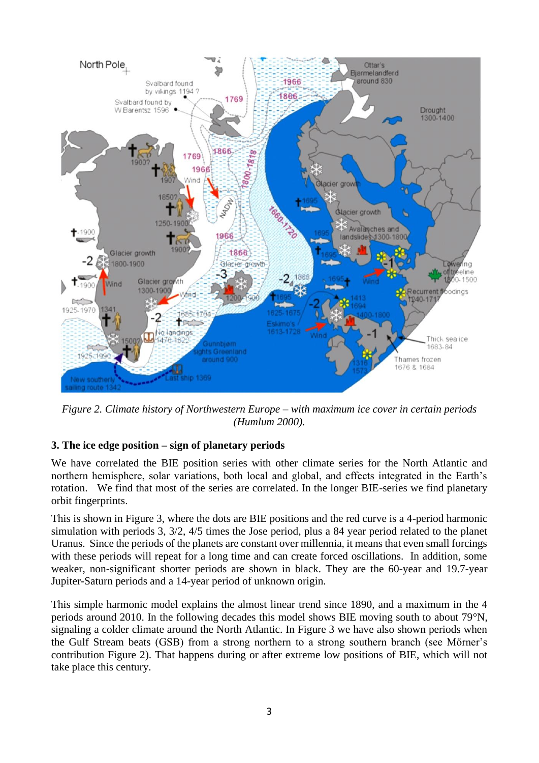North Pole

Svalbard found by vikings 1194 ?

Svalbard found by W.Barentsz 1596

Ottar's Bjarmelandferd around 830

Drought 1300-1400

1966

1866

1769

1866

1769

1966

1800-1818

1900?

1907

Wind

1850?

NADW

1250-1900

1966

1660-1720

Glacier growth

1695

Glacier growth

Avalanches and landslides 1300-1800

1695

1900?

1866

Glacier growth

1695

1900

Glacier growth 1800-1900

-2

-3

-2

1888

-1

Lowering of treeline 1300-1500

1695

Wind

Recurrent floodings 1240-1717

1900

Wind

Glacier growth 1300-1900

Wind

1200-1900

1695

1413

1694

-2

1925-1970

1341

1685-1704

1625-1675

1400-1800

-2

No landings 1476-1822

Eskimo's 1613-1728

Wind

-1

Thick sea ice 1683-84

1500?

Gunnbjørn sights Greenland around 900

1925-1990

1316

Thames frozen 1676 & 1684

1573

New southerly sailing route 1342

Last ship 1369

*Figure 2. Climate history of Northwestern Europe – with maximum ice cover in certain periods (Humlum 2000).*

### 3. The ice edge position – sign of planetary periods

We have correlated the BIE position series with other climate series for the North Atlantic and northern hemisphere, solar variations, both local and global, and effects integrated in the Earth's rotation. We find that most of the series are correlated. In the longer BIE-series we find planetary orbit fingerprints.

This is shown in Figure 3, where the dots are BIE positions and the red curve is a 4-period harmonic simulation with periods 3, 3/2, 4/5 times the Jose period, plus a 84 year period related to the planet Uranus. Since the periods of the planets are constant over millennia, it means that even small forcings with these periods will repeat for a long time and can create forced oscillations. In addition, some weaker, non-significant shorter periods are shown in black. They are the 60-year and 19.7-year Jupiter-Saturn periods and a 14-year period of unknown origin.

This simple harmonic model explains the almost linear trend since 1890, and a maximum in the 4 periods around 2010. In the following decades this model shows BIE moving south to about 79°N, signaling a colder climate around the North Atlantic. In Figure 3 we have also shown periods when the Gulf Stream beats (GSB) from a strong northern to a strong southern branch (see Mörner's contribution Figure 2). That happens during or after extreme low positions of BIE, which will not take place this century.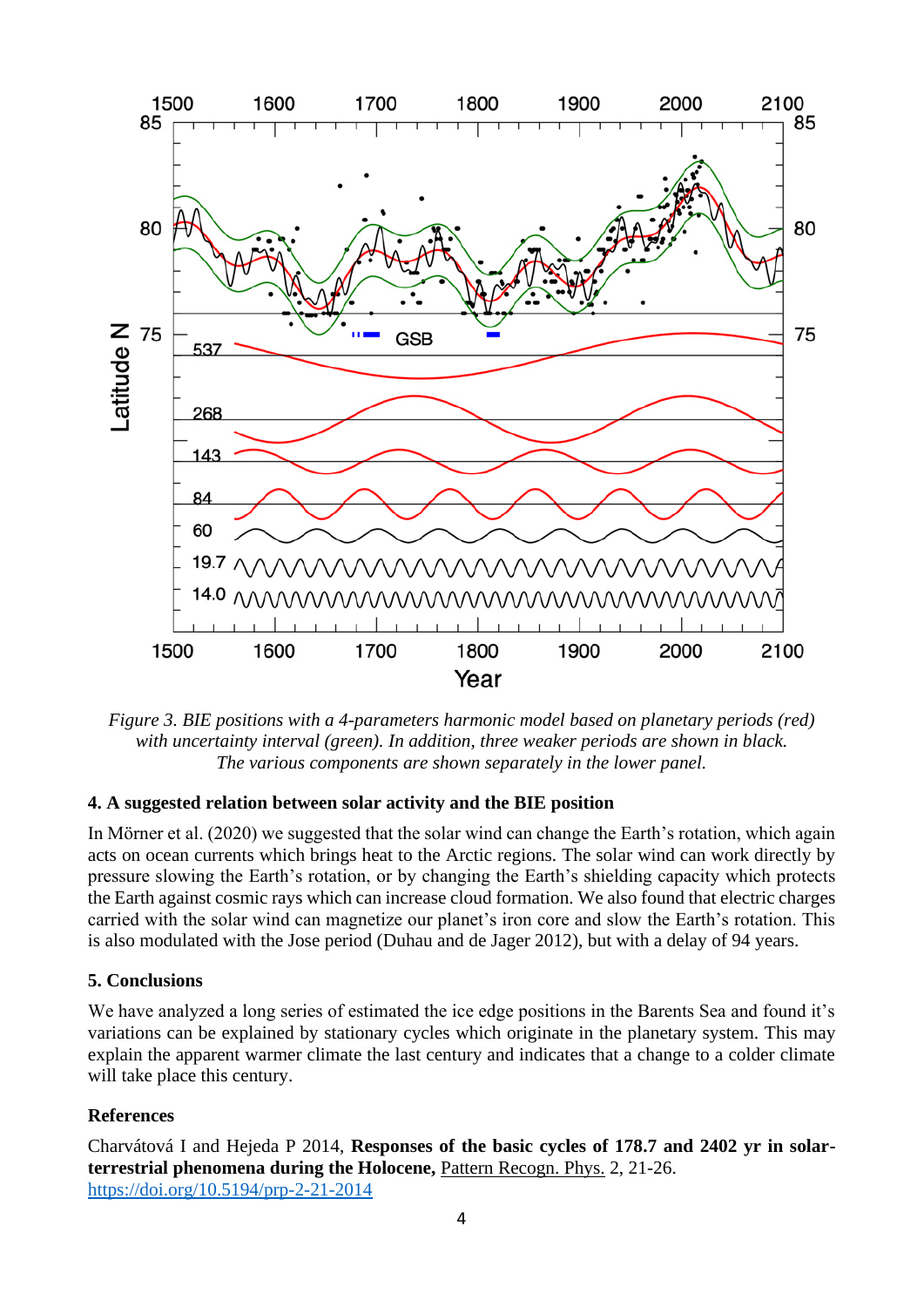1500
1600
1700
1800
1900
2000
2100

85
80
75

Latitude N

GSB

537
268
143
84
60
19.7
14.0

Year

*Figure 3. BIE positions with a 4-parameters harmonic model based on planetary periods (red) with uncertainty interval (green). In addition, three weaker periods are shown in black. The various components are shown separately in the lower panel.*

### 4. A suggested relation between solar activity and the BIE position

In Mörner et al. (2020) we suggested that the solar wind can change the Earth's rotation, which again acts on ocean currents which brings heat to the Arctic regions. The solar wind can work directly by pressure slowing the Earth's rotation, or by changing the Earth's shielding capacity which protects the Earth against cosmic rays which can increase cloud formation. We also found that electric charges carried with the solar wind can magnetize our planet's iron core and slow the Earth's rotation. This is also modulated with the Jose period (Duhau and de Jager 2012), but with a delay of 94 years.

### 5. Conclusions

We have analyzed a long series of estimated the ice edge positions in the Barents Sea and found it's variations can be explained by stationary cycles which originate in the planetary system. This may explain the apparent warmer climate the last century and indicates that a change to a colder climate will take place this century.

### References

Charvátová I and Hejeda P 2014, **Responses of the basic cycles of 178.7 and 2402 yr in solar-terrestrial phenomena during the Holocene,** Pattern Recogn. Phys. 2, 21-26. https://doi.org/10.5194/prp-2-21-2014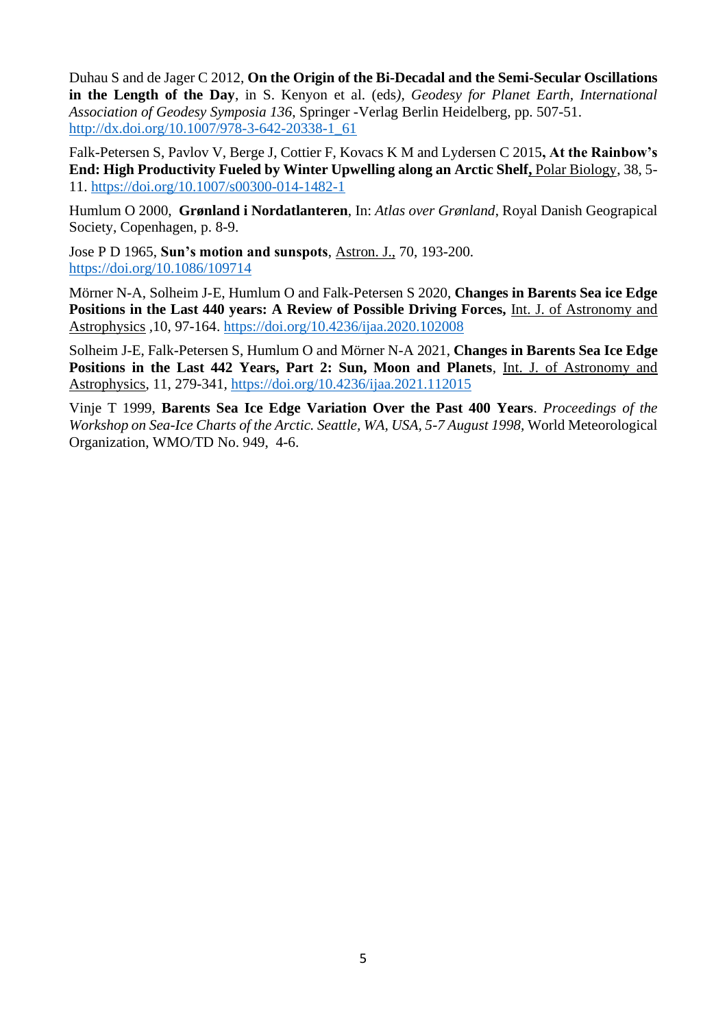Duhau S and de Jager C 2012, **On the Origin of the Bi-Decadal and the Semi-Secular Oscillations in the Length of the Day**, in S. Kenyon et al. (eds), *Geodesy for Planet Earth, International Association of Geodesy Symposia 136*, Springer -Verlag Berlin Heidelberg, pp. 507-51. http://dx.doi.org/10.1007/978-3-642-20338-1_61

Falk-Petersen S, Pavlov V, Berge J, Cottier F, Kovacs K M and Lydersen C 2015**, At the Rainbow's End: High Productivity Fueled by Winter Upwelling along an Arctic Shelf,** Polar Biology, 38, 5-11. https://doi.org/10.1007/s00300-014-1482-1

Humlum O 2000, **Grønland i Nordatlanteren**, In: *Atlas over Grønland*, Royal Danish Geograpical Society, Copenhagen, p. 8-9.

Jose P D 1965, **Sun's motion and sunspots**, Astron. J., 70, 193-200. https://doi.org/10.1086/109714

Mörner N-A, Solheim J-E, Humlum O and Falk-Petersen S 2020, **Changes in Barents Sea ice Edge Positions in the Last 440 years: A Review of Possible Driving Forces,** Int. J. of Astronomy and Astrophysics ,10, 97-164. https://doi.org/10.4236/ijaa.2020.102008

Solheim J-E, Falk-Petersen S, Humlum O and Mörner N-A 2021, **Changes in Barents Sea Ice Edge Positions in the Last 442 Years, Part 2: Sun, Moon and Planets**, Int. J. of Astronomy and Astrophysics, 11, 279-341, https://doi.org/10.4236/ijaa.2021.112015

Vinje T 1999, **Barents Sea Ice Edge Variation Over the Past 400 Years**. *Proceedings of the Workshop on Sea-Ice Charts of the Arctic. Seattle, WA, USA, 5-7 August 1998*, World Meteorological Organization, WMO/TD No. 949, 4-6.